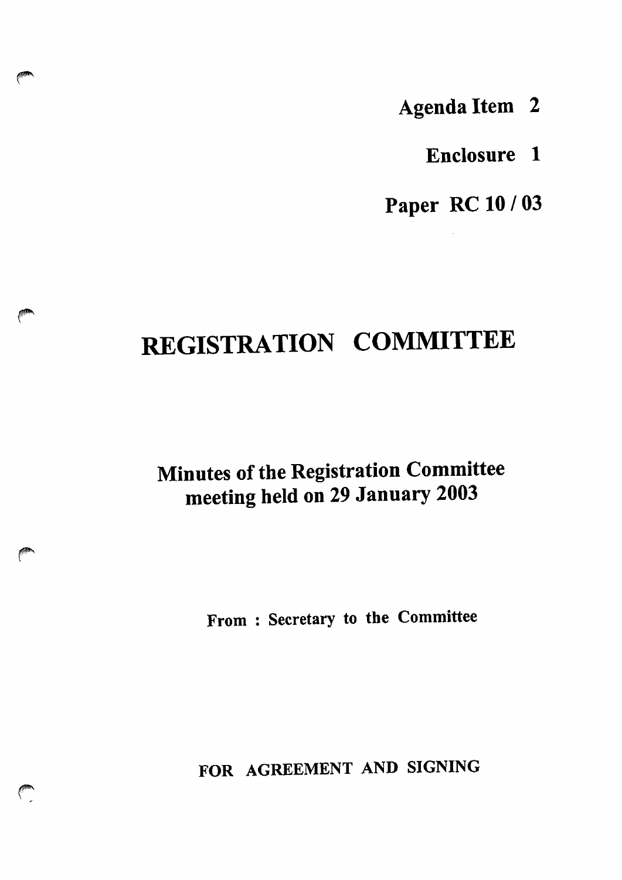**Agenda Item 2**

**Enclosure 1**

**Paper RC 10 / 03**

# REGISTRATION COMMITTEE

## Minutes of the Registration Committee meeting held on 29 January 2003

**From : Secretary to the Committee**

**FOR AGREEMENT AND SIGNING**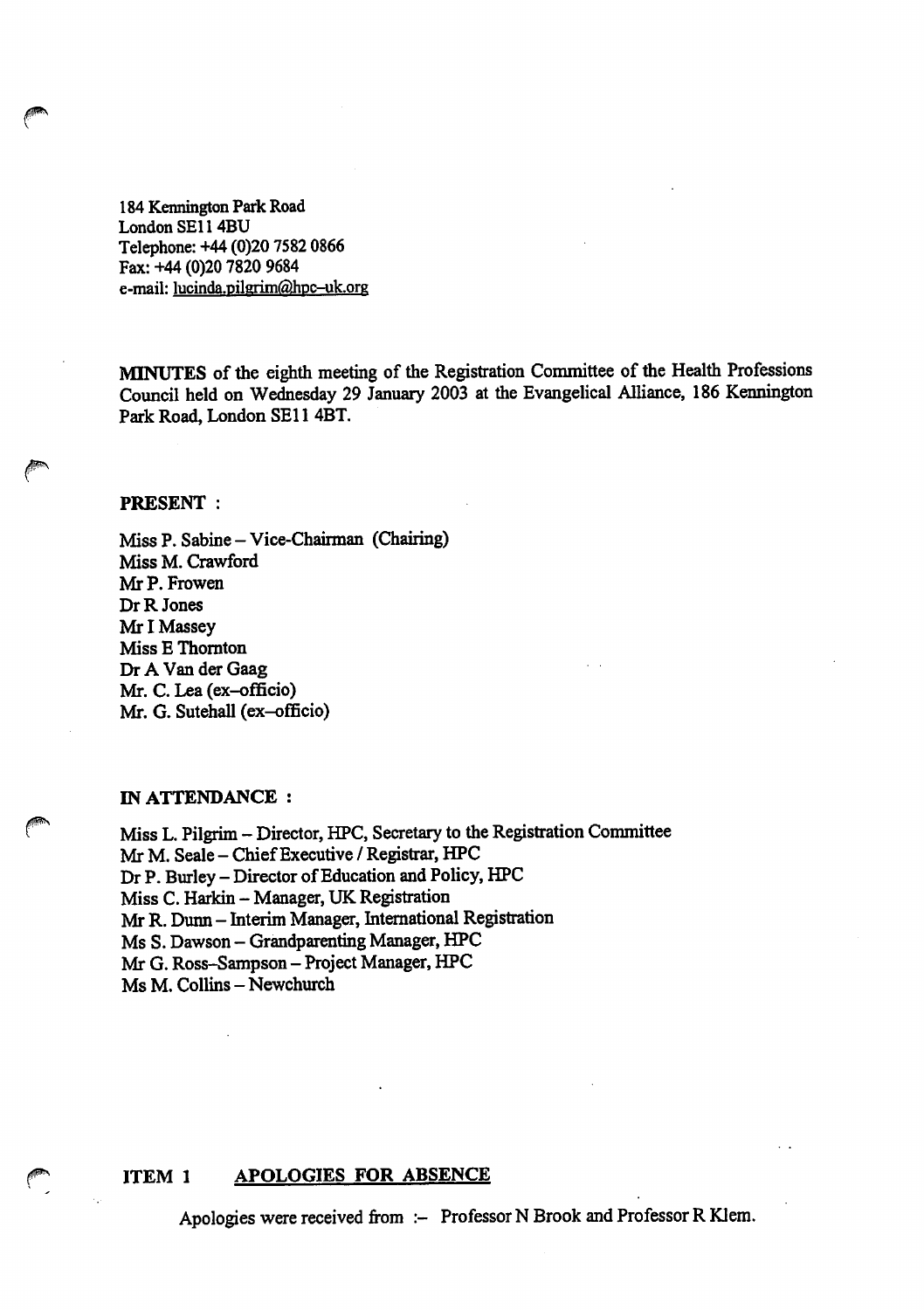184 Kennington Park Road
London SE11 4BU
Telephone: +44 (0)20 7582 0866
Fax: +44 (0)20 7820 9684
e-mail: lucinda.pilgrim@hpc–uk.org

**MINUTES** of the eighth meeting of the Registration Committee of the Health Professions Council held on Wednesday 29 January 2003 at the Evangelical Alliance, 186 Kennington Park Road, London SE11 4BT.

**PRESENT :**

Miss P. Sabine – Vice-Chairman (Chairing)
Miss M. Crawford
Mr P. Frowen
Dr R Jones
Mr I Massey
Miss E Thornton
Dr A Van der Gaag
Mr. C. Lea (ex–officio)
Mr. G. Sutehall (ex–officio)

**IN ATTENDANCE :**

Miss L. Pilgrim – Director, HPC, Secretary to the Registration Committee
Mr M. Seale – Chief Executive / Registrar, HPC
Dr P. Burley – Director of Education and Policy, HPC
Miss C. Harkin – Manager, UK Registration
Mr R. Dunn – Interim Manager, International Registration
Ms S. Dawson – Grandparenting Manager, HPC
Mr G. Ross–Sampson – Project Manager, HPC
Ms M. Collins – Newchurch

**ITEM 1 APOLOGIES FOR ABSENCE**

Apologies were received from :– Professor N Brook and Professor R Klem.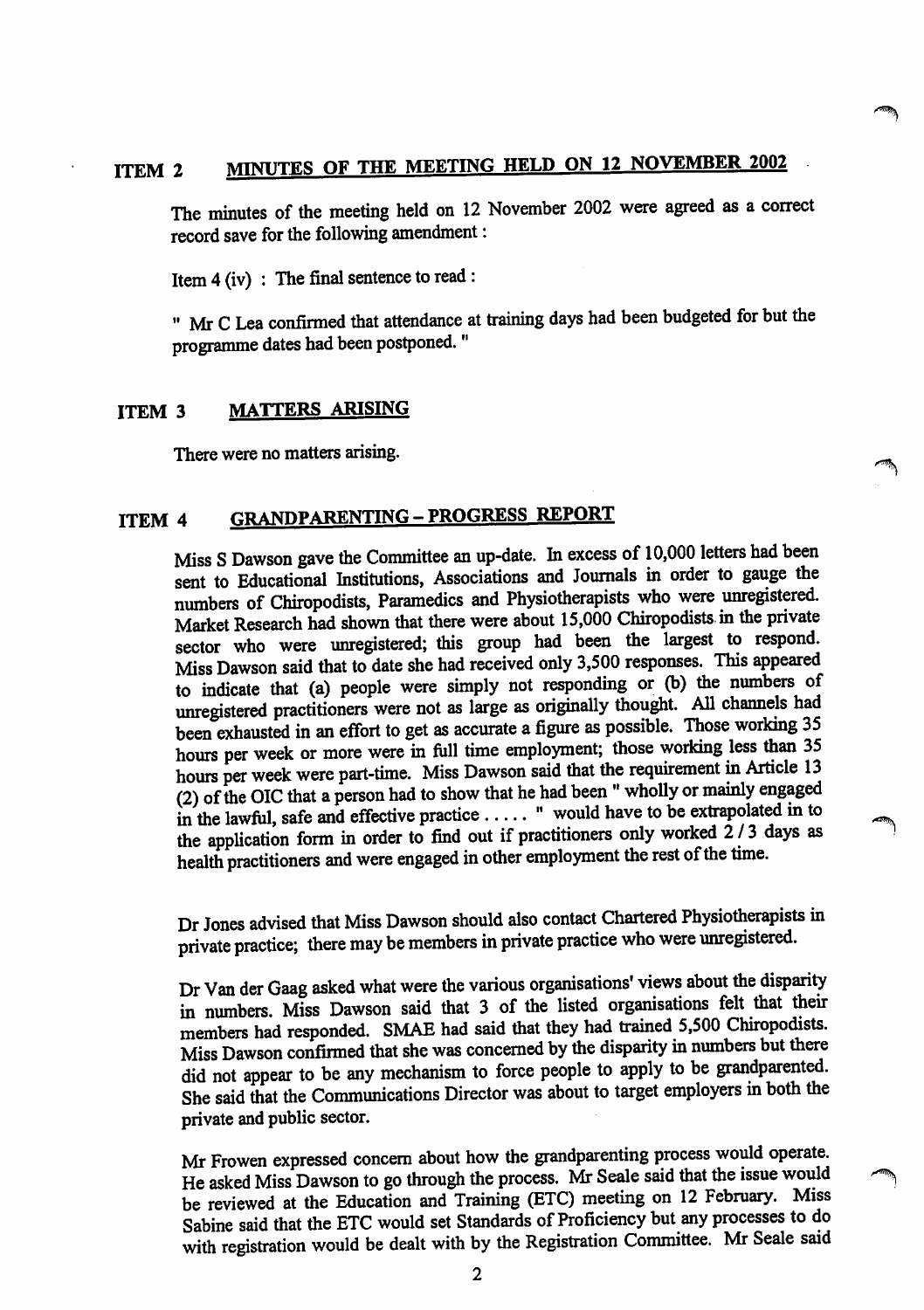## ITEM 2 MINUTES OF THE MEETING HELD ON 12 NOVEMBER 2002

The minutes of the meeting held on 12 November 2002 were agreed as a correct record save for the following amendment :

Item 4 (iv) : The final sentence to read :

" Mr C Lea confirmed that attendance at training days had been budgeted for but the programme dates had been postponed. "

## ITEM 3 MATTERS ARISING

There were no matters arising.

## ITEM 4 GRANDPARENTING – PROGRESS REPORT

Miss S Dawson gave the Committee an up-date. In excess of 10,000 letters had been sent to Educational Institutions, Associations and Journals in order to gauge the numbers of Chiropodists, Paramedics and Physiotherapists who were unregistered. Market Research had shown that there were about 15,000 Chiropodists in the private sector who were unregistered; this group had been the largest to respond. Miss Dawson said that to date she had received only 3,500 responses. This appeared to indicate that (a) people were simply not responding or (b) the numbers of unregistered practitioners were not as large as originally thought. All channels had been exhausted in an effort to get as accurate a figure as possible. Those working 35 hours per week or more were in full time employment; those working less than 35 hours per week were part-time. Miss Dawson said that the requirement in Article 13 (2) of the OIC that a person had to show that he had been " wholly or mainly engaged in the lawful, safe and effective practice ..... " would have to be extrapolated in to the application form in order to find out if practitioners only worked 2 / 3 days as health practitioners and were engaged in other employment the rest of the time.

Dr Jones advised that Miss Dawson should also contact Chartered Physiotherapists in private practice; there may be members in private practice who were unregistered.

Dr Van der Gaag asked what were the various organisations' views about the disparity in numbers. Miss Dawson said that 3 of the listed organisations felt that their members had responded. SMAE had said that they had trained 5,500 Chiropodists. Miss Dawson confirmed that she was concerned by the disparity in numbers but there did not appear to be any mechanism to force people to apply to be grandparented. She said that the Communications Director was about to target employers in both the private and public sector.

Mr Frowen expressed concern about how the grandparenting process would operate. He asked Miss Dawson to go through the process. Mr Seale said that the issue would be reviewed at the Education and Training (ETC) meeting on 12 February. Miss Sabine said that the ETC would set Standards of Proficiency but any processes to do with registration would be dealt with by the Registration Committee. Mr Seale said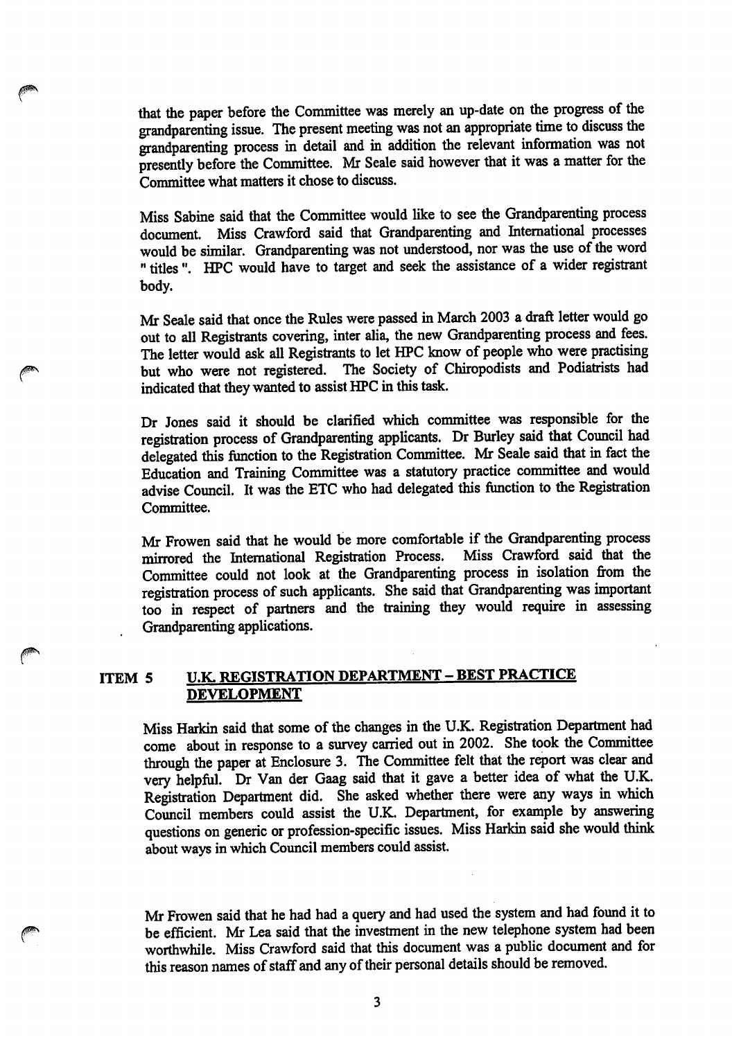that the paper before the Committee was merely an up-date on the progress of the grandparenting issue. The present meeting was not an appropriate time to discuss the grandparenting process in detail and in addition the relevant information was not presently before the Committee. Mr Seale said however that it was a matter for the Committee what matters it chose to discuss.

Miss Sabine said that the Committee would like to see the Grandparenting process document. Miss Crawford said that Grandparenting and International processes would be similar. Grandparenting was not understood, nor was the use of the word " titles ". HPC would have to target and seek the assistance of a wider registrant body.

Mr Seale said that once the Rules were passed in March 2003 a draft letter would go out to all Registrants covering, inter alia, the new Grandparenting process and fees. The letter would ask all Registrants to let HPC know of people who were practising but who were not registered. The Society of Chiropodists and Podiatrists had indicated that they wanted to assist HPC in this task.

Dr Jones said it should be clarified which committee was responsible for the registration process of Grandparenting applicants. Dr Burley said that Council had delegated this function to the Registration Committee. Mr Seale said that in fact the Education and Training Committee was a statutory practice committee and would advise Council. It was the ETC who had delegated this function to the Registration Committee.

Mr Frowen said that he would be more comfortable if the Grandparenting process mirrored the International Registration Process. Miss Crawford said that the Committee could not look at the Grandparenting process in isolation from the registration process of such applicants. She said that Grandparenting was important too in respect of partners and the training they would require in assessing Grandparenting applications.

## ITEM 5 U.K. REGISTRATION DEPARTMENT – BEST PRACTICE DEVELOPMENT

Miss Harkin said that some of the changes in the U.K. Registration Department had come about in response to a survey carried out in 2002. She took the Committee through the paper at Enclosure 3. The Committee felt that the report was clear and very helpful. Dr Van der Gaag said that it gave a better idea of what the U.K. Registration Department did. She asked whether there were any ways in which Council members could assist the U.K. Department, for example by answering questions on generic or profession-specific issues. Miss Harkin said she would think about ways in which Council members could assist.

Mr Frowen said that he had had a query and had used the system and had found it to be efficient. Mr Lea said that the investment in the new telephone system had been worthwhile. Miss Crawford said that this document was a public document and for this reason names of staff and any of their personal details should be removed.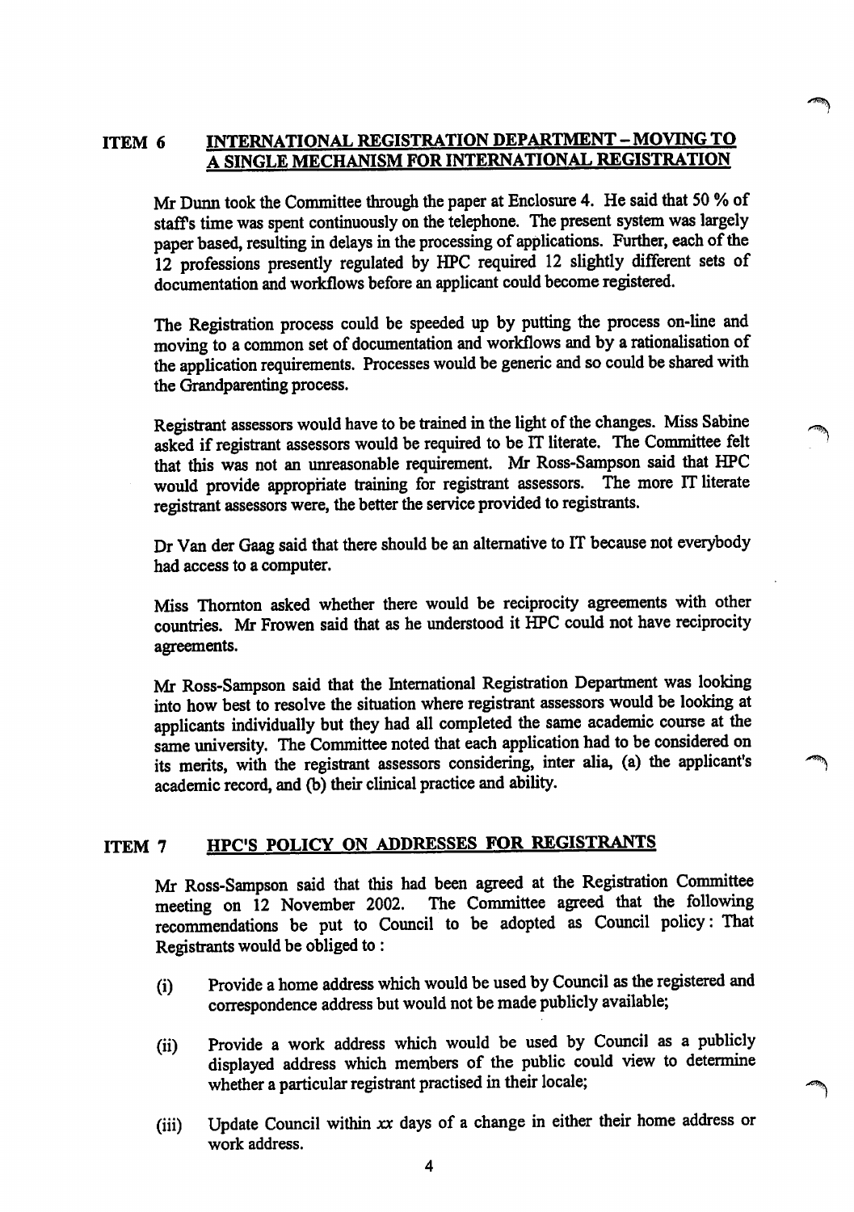## ITEM 6 INTERNATIONAL REGISTRATION DEPARTMENT – MOVING TO A SINGLE MECHANISM FOR INTERNATIONAL REGISTRATION

Mr Dunn took the Committee through the paper at Enclosure 4. He said that 50 % of staff's time was spent continuously on the telephone. The present system was largely paper based, resulting in delays in the processing of applications. Further, each of the 12 professions presently regulated by HPC required 12 slightly different sets of documentation and workflows before an applicant could become registered.

The Registration process could be speeded up by putting the process on-line and moving to a common set of documentation and workflows and by a rationalisation of the application requirements. Processes would be generic and so could be shared with the Grandparenting process.

Registrant assessors would have to be trained in the light of the changes. Miss Sabine asked if registrant assessors would be required to be IT literate. The Committee felt that this was not an unreasonable requirement. Mr Ross-Sampson said that HPC would provide appropriate training for registrant assessors. The more IT literate registrant assessors were, the better the service provided to registrants.

Dr Van der Gaag said that there should be an alternative to IT because not everybody had access to a computer.

Miss Thornton asked whether there would be reciprocity agreements with other countries. Mr Frowen said that as he understood it HPC could not have reciprocity agreements.

Mr Ross-Sampson said that the International Registration Department was looking into how best to resolve the situation where registrant assessors would be looking at applicants individually but they had all completed the same academic course at the same university. The Committee noted that each application had to be considered on its merits, with the registrant assessors considering, inter alia, (a) the applicant's academic record, and (b) their clinical practice and ability.

## ITEM 7 HPC'S POLICY ON ADDRESSES FOR REGISTRANTS

Mr Ross-Sampson said that this had been agreed at the Registration Committee meeting on 12 November 2002. The Committee agreed that the following recommendations be put to Council to be adopted as Council policy: That Registrants would be obliged to :

(i) Provide a home address which would be used by Council as the registered and correspondence address but would not be made publicly available;

(ii) Provide a work address which would be used by Council as a publicly displayed address which members of the public could view to determine whether a particular registrant practised in their locale;

(iii) Update Council within *xx* days of a change in either their home address or work address.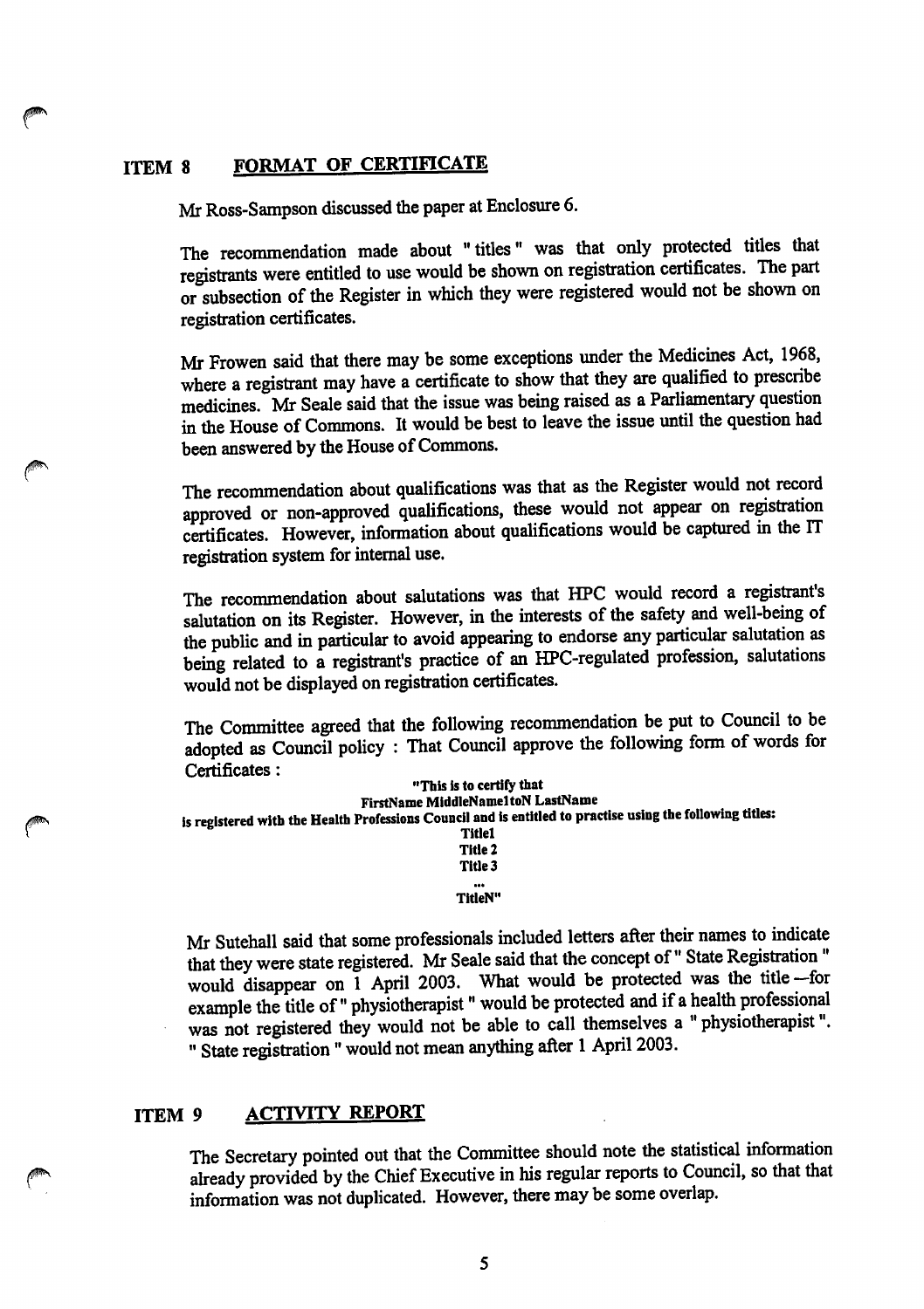## ITEM 8 FORMAT OF CERTIFICATE

Mr Ross-Sampson discussed the paper at Enclosure 6.

The recommendation made about " titles " was that only protected titles that registrants were entitled to use would be shown on registration certificates. The part or subsection of the Register in which they were registered would not be shown on registration certificates.

Mr Frowen said that there may be some exceptions under the Medicines Act, 1968, where a registrant may have a certificate to show that they are qualified to prescribe medicines. Mr Seale said that the issue was being raised as a Parliamentary question in the House of Commons. It would be best to leave the issue until the question had been answered by the House of Commons.

The recommendation about qualifications was that as the Register would not record approved or non-approved qualifications, these would not appear on registration certificates. However, information about qualifications would be captured in the IT registration system for internal use.

The recommendation about salutations was that HPC would record a registrant's salutation on its Register. However, in the interests of the safety and well-being of the public and in particular to avoid appearing to endorse any particular salutation as being related to a registrant's practice of an HPC-regulated profession, salutations would not be displayed on registration certificates.

The Committee agreed that the following recommendation be put to Council to be adopted as Council policy : That Council approve the following form of words for Certificates :

**"This is to certify that**
**FirstName MiddleName1toN LastName**
**is registered with the Health Professions Council and is entitled to practise using the following titles:**
**Title1**
**Title 2**
**Title 3**
**...**
**TitleN"**

Mr Sutehall said that some professionals included letters after their names to indicate that they were state registered. Mr Seale said that the concept of " State Registration " would disappear on 1 April 2003. What would be protected was the title —for example the title of " physiotherapist " would be protected and if a health professional was not registered they would not be able to call themselves a " physiotherapist ". " State registration " would not mean anything after 1 April 2003.

## ITEM 9 ACTIVITY REPORT

The Secretary pointed out that the Committee should note the statistical information already provided by the Chief Executive in his regular reports to Council, so that that information was not duplicated. However, there may be some overlap.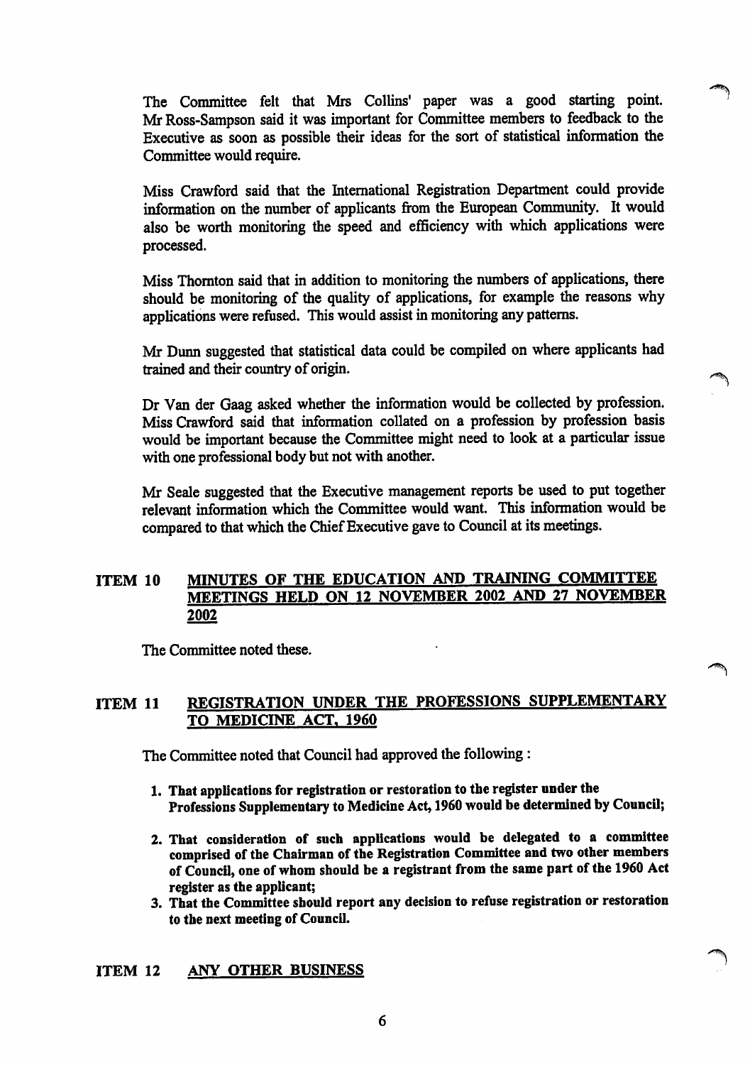The Committee felt that Mrs Collins' paper was a good starting point. Mr Ross-Sampson said it was important for Committee members to feedback to the Executive as soon as possible their ideas for the sort of statistical information the Committee would require.

Miss Crawford said that the International Registration Department could provide information on the number of applicants from the European Community. It would also be worth monitoring the speed and efficiency with which applications were processed.

Miss Thornton said that in addition to monitoring the numbers of applications, there should be monitoring of the quality of applications, for example the reasons why applications were refused. This would assist in monitoring any patterns.

Mr Dunn suggested that statistical data could be compiled on where applicants had trained and their country of origin.

Dr Van der Gaag asked whether the information would be collected by profession. Miss Crawford said that information collated on a profession by profession basis would be important because the Committee might need to look at a particular issue with one professional body but not with another.

Mr Seale suggested that the Executive management reports be used to put together relevant information which the Committee would want. This information would be compared to that which the Chief Executive gave to Council at its meetings.

## ITEM 10 MINUTES OF THE EDUCATION AND TRAINING COMMITTEE MEETINGS HELD ON 12 NOVEMBER 2002 AND 27 NOVEMBER 2002

The Committee noted these.

## ITEM 11 REGISTRATION UNDER THE PROFESSIONS SUPPLEMENTARY TO MEDICINE ACT, 1960

The Committee noted that Council had approved the following :

1. **That applications for registration or restoration to the register under the Professions Supplementary to Medicine Act, 1960 would be determined by Council;**
2. **That consideration of such applications would be delegated to a committee comprised of the Chairman of the Registration Committee and two other members of Council, one of whom should be a registrant from the same part of the 1960 Act register as the applicant;**
3. **That the Committee should report any decision to refuse registration or restoration to the next meeting of Council.**

## ITEM 12 ANY OTHER BUSINESS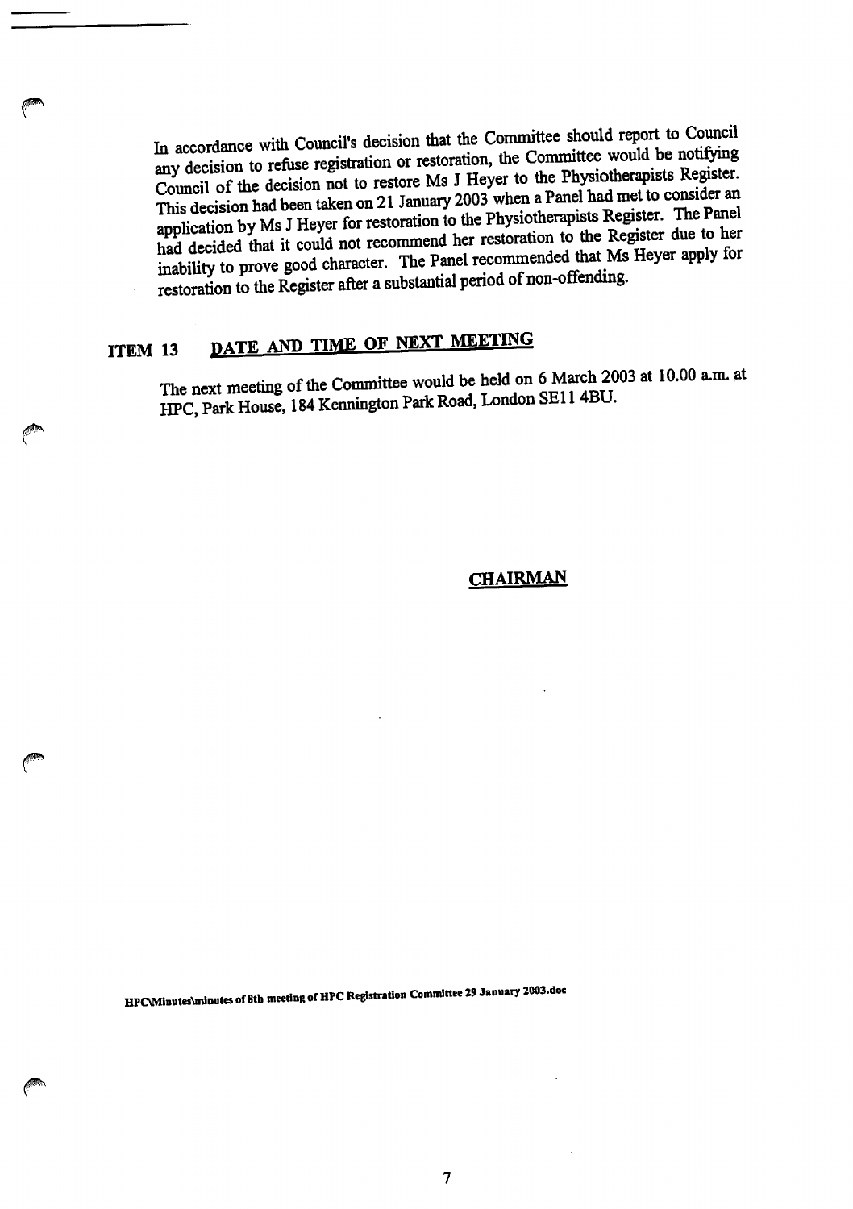In accordance with Council's decision that the Committee should report to Council any decision to refuse registration or restoration, the Committee would be notifying Council of the decision not to restore Ms J Heyer to the Physiotherapists Register. This decision had been taken on 21 January 2003 when a Panel had met to consider an application by Ms J Heyer for restoration to the Physiotherapists Register. The Panel had decided that it could not recommend her restoration to the Register due to her inability to prove good character. The Panel recommended that Ms Heyer apply for restoration to the Register after a substantial period of non-offending.

## ITEM 13 DATE AND TIME OF NEXT MEETING

The next meeting of the Committee would be held on 6 March 2003 at 10.00 a.m. at HPC, Park House, 184 Kennington Park Road, London SE11 4BU.

**CHAIRMAN**

HPC\Minutes\minutes of 8th meeting of HPC Registration Committee 29 January 2003.doc